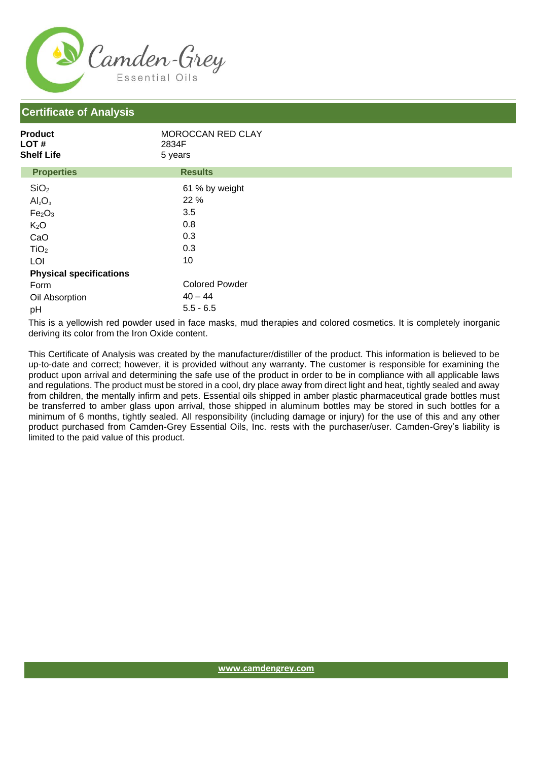Camden-Grey Essential Oils

## Certificate of Analysis

**Product** MOROCCAN RED CLAY
**LOT #** 2834F
**Shelf Life** 5 years

| Properties | Results |
|---|---|
| $SiO_2$ | 61 % by weight |
| $Al_2O_3$ | 22 % |
| $Fe_2O_3$ | 3.5 |
| $K_2O$ | 0.8 |
| CaO | 0.3 |
| $TiO_2$ | 0.3 |
| LOI | 10 |
| **Physical specifications** | |
| Form | Colored Powder |
| Oil Absorption | 40 – 44 |
| pH | 5.5 - 6.5 |

This is a yellowish red powder used in face masks, mud therapies and colored cosmetics. It is completely inorganic deriving its color from the Iron Oxide content.

This Certificate of Analysis was created by the manufacturer/distiller of the product. This information is believed to be up-to-date and correct; however, it is provided without any warranty. The customer is responsible for examining the product upon arrival and determining the safe use of the product in order to be in compliance with all applicable laws and regulations. The product must be stored in a cool, dry place away from direct light and heat, tightly sealed and away from children, the mentally infirm and pets. Essential oils shipped in amber plastic pharmaceutical grade bottles must be transferred to amber glass upon arrival, those shipped in aluminum bottles may be stored in such bottles for a minimum of 6 months, tightly sealed. All responsibility (including damage or injury) for the use of this and any other product purchased from Camden-Grey Essential Oils, Inc. rests with the purchaser/user. Camden-Grey's liability is limited to the paid value of this product.

www.camdengrey.com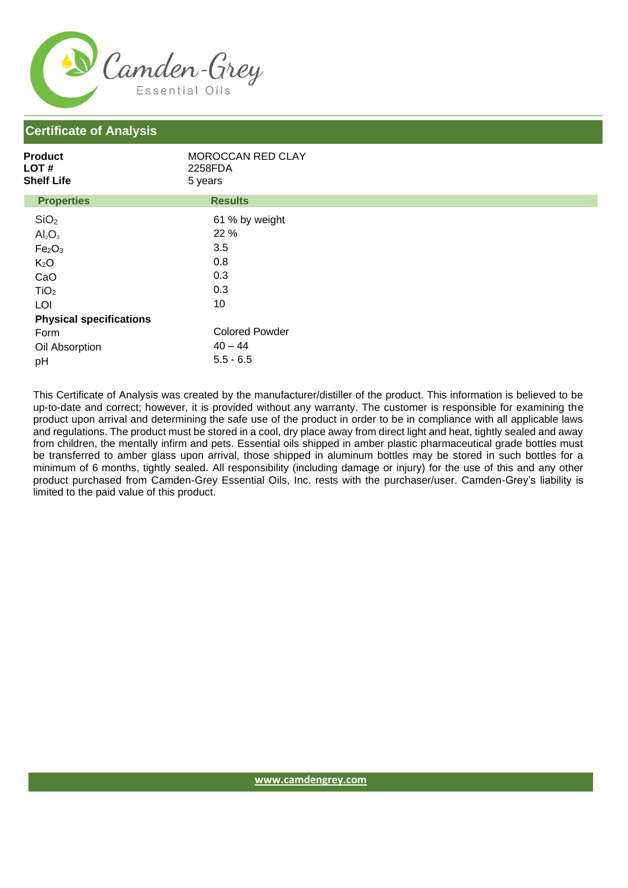## Certificate of Analysis

| | |
|---|---|
| **Product** | MOROCCAN RED CLAY |
| **LOT #** | 2258FDA |
| **Shelf Life** | 5 years |

| Properties | Results |
|---|---|
| $SiO_2$ | 61 % by weight |
| $Al_2O_3$ | 22 % |
| $Fe_2O_3$ | 3.5 |
| $K_2O$ | 0.8 |
| CaO | 0.3 |
| $TiO_2$ | 0.3 |
| LOI | 10 |
| **Physical specifications** | |
| Form | Colored Powder |
| Oil Absorption | 40 – 44 |
| pH | 5.5 - 6.5 |

This Certificate of Analysis was created by the manufacturer/distiller of the product. This information is believed to be up-to-date and correct; however, it is provided without any warranty. The customer is responsible for examining the product upon arrival and determining the safe use of the product in order to be in compliance with all applicable laws and regulations. The product must be stored in a cool, dry place away from direct light and heat, tightly sealed and away from children, the mentally infirm and pets. Essential oils shipped in amber plastic pharmaceutical grade bottles must be transferred to amber glass upon arrival, those shipped in aluminum bottles may be stored in such bottles for a minimum of 6 months, tightly sealed. All responsibility (including damage or injury) for the use of this and any other product purchased from Camden-Grey Essential Oils, Inc. rests with the purchaser/user. Camden-Grey's liability is limited to the paid value of this product.

www.camdengrey.com